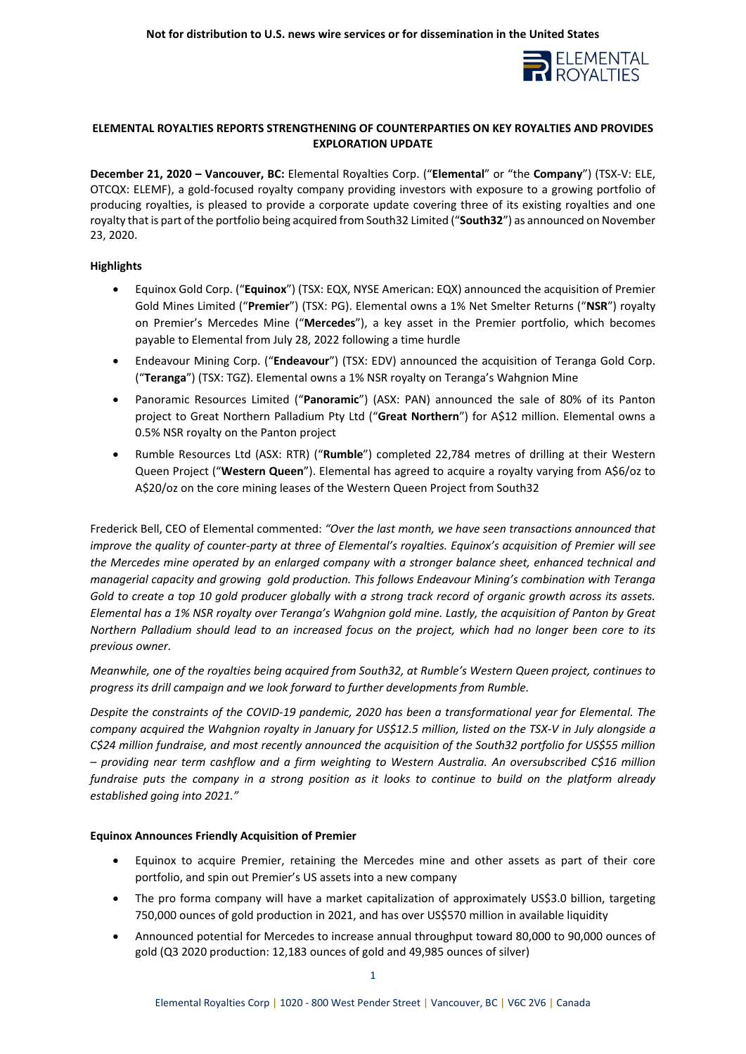Not for distribution to U.S. news wire services or for dissemination in the United States

# ELEMENTAL ROYALTIES REPORTS STRENGTHENING OF COUNTERPARTIES ON KEY ROYALTIES AND PROVIDES EXPLORATION UPDATE

**December 21, 2020 – Vancouver, BC:** Elemental Royalties Corp. ("**Elemental**" or "the **Company**") (TSX-V: ELE, OTCQX: ELEMF), a gold-focused royalty company providing investors with exposure to a growing portfolio of producing royalties, is pleased to provide a corporate update covering three of its existing royalties and one royalty that is part of the portfolio being acquired from South32 Limited ("**South32**") as announced on November 23, 2020.

## Highlights

- Equinox Gold Corp. ("**Equinox**") (TSX: EQX, NYSE American: EQX) announced the acquisition of Premier Gold Mines Limited ("**Premier**") (TSX: PG). Elemental owns a 1% Net Smelter Returns ("**NSR**") royalty on Premier's Mercedes Mine ("**Mercedes**"), a key asset in the Premier portfolio, which becomes payable to Elemental from July 28, 2022 following a time hurdle
- Endeavour Mining Corp. ("**Endeavour**") (TSX: EDV) announced the acquisition of Teranga Gold Corp. ("**Teranga**") (TSX: TGZ). Elemental owns a 1% NSR royalty on Teranga's Wahgnion Mine
- Panoramic Resources Limited ("**Panoramic**") (ASX: PAN) announced the sale of 80% of its Panton project to Great Northern Palladium Pty Ltd ("**Great Northern**") for A$12 million. Elemental owns a 0.5% NSR royalty on the Panton project
- Rumble Resources Ltd (ASX: RTR) ("**Rumble**") completed 22,784 metres of drilling at their Western Queen Project ("**Western Queen**"). Elemental has agreed to acquire a royalty varying from A$6/oz to A$20/oz on the core mining leases of the Western Queen Project from South32

Frederick Bell, CEO of Elemental commented: *"Over the last month, we have seen transactions announced that improve the quality of counter-party at three of Elemental's royalties. Equinox's acquisition of Premier will see the Mercedes mine operated by an enlarged company with a stronger balance sheet, enhanced technical and managerial capacity and growing gold production. This follows Endeavour Mining's combination with Teranga Gold to create a top 10 gold producer globally with a strong track record of organic growth across its assets. Elemental has a 1% NSR royalty over Teranga's Wahgnion gold mine. Lastly, the acquisition of Panton by Great Northern Palladium should lead to an increased focus on the project, which had no longer been core to its previous owner.*

*Meanwhile, one of the royalties being acquired from South32, at Rumble's Western Queen project, continues to progress its drill campaign and we look forward to further developments from Rumble.*

*Despite the constraints of the COVID-19 pandemic, 2020 has been a transformational year for Elemental. The company acquired the Wahgnion royalty in January for US$12.5 million, listed on the TSX-V in July alongside a C$24 million fundraise, and most recently announced the acquisition of the South32 portfolio for US$55 million – providing near term cashflow and a firm weighting to Western Australia. An oversubscribed C$16 million fundraise puts the company in a strong position as it looks to continue to build on the platform already established going into 2021."*

## Equinox Announces Friendly Acquisition of Premier

- Equinox to acquire Premier, retaining the Mercedes mine and other assets as part of their core portfolio, and spin out Premier's US assets into a new company
- The pro forma company will have a market capitalization of approximately US$3.0 billion, targeting 750,000 ounces of gold production in 2021, and has over US$570 million in available liquidity
- Announced potential for Mercedes to increase annual throughput toward 80,000 to 90,000 ounces of gold (Q3 2020 production: 12,183 ounces of gold and 49,985 ounces of silver)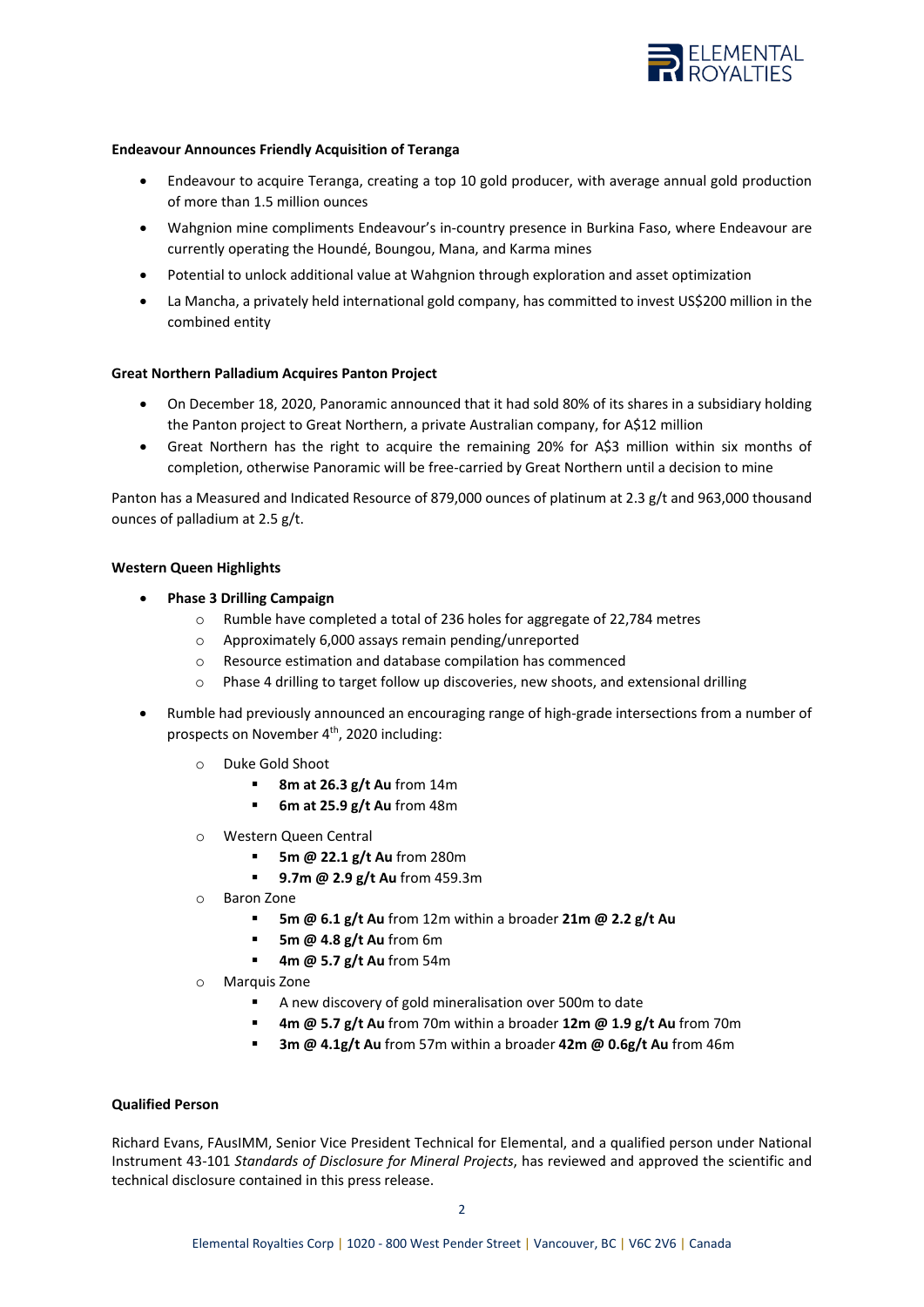**Endeavour Announces Friendly Acquisition of Teranga**

- Endeavour to acquire Teranga, creating a top 10 gold producer, with average annual gold production of more than 1.5 million ounces
- Wahgnion mine compliments Endeavour's in-country presence in Burkina Faso, where Endeavour are currently operating the Houndé, Boungou, Mana, and Karma mines
- Potential to unlock additional value at Wahgnion through exploration and asset optimization
- La Mancha, a privately held international gold company, has committed to invest US$200 million in the combined entity

**Great Northern Palladium Acquires Panton Project**

- On December 18, 2020, Panoramic announced that it had sold 80% of its shares in a subsidiary holding the Panton project to Great Northern, a private Australian company, for A$12 million
- Great Northern has the right to acquire the remaining 20% for A$3 million within six months of completion, otherwise Panoramic will be free-carried by Great Northern until a decision to mine

Panton has a Measured and Indicated Resource of 879,000 ounces of platinum at 2.3 g/t and 963,000 thousand ounces of palladium at 2.5 g/t.

**Western Queen Highlights**

- **Phase 3 Drilling Campaign**
  - Rumble have completed a total of 236 holes for aggregate of 22,784 metres
  - Approximately 6,000 assays remain pending/unreported
  - Resource estimation and database compilation has commenced
  - Phase 4 drilling to target follow up discoveries, new shoots, and extensional drilling
- Rumble had previously announced an encouraging range of high-grade intersections from a number of prospects on November 4th, 2020 including:
  - Duke Gold Shoot
    - **8m at 26.3 g/t Au** from 14m
    - **6m at 25.9 g/t Au** from 48m
  - Western Queen Central
    - **5m @ 22.1 g/t Au** from 280m
    - **9.7m @ 2.9 g/t Au** from 459.3m
  - Baron Zone
    - **5m @ 6.1 g/t Au** from 12m within a broader **21m @ 2.2 g/t Au**
    - **5m @ 4.8 g/t Au** from 6m
    - **4m @ 5.7 g/t Au** from 54m
  - Marquis Zone
    - A new discovery of gold mineralisation over 500m to date
    - **4m @ 5.7 g/t Au** from 70m within a broader **12m @ 1.9 g/t Au** from 70m
    - **3m @ 4.1g/t Au** from 57m within a broader **42m @ 0.6g/t Au** from 46m

**Qualified Person**

Richard Evans, FAusIMM, Senior Vice President Technical for Elemental, and a qualified person under National Instrument 43-101 *Standards of Disclosure for Mineral Projects*, has reviewed and approved the scientific and technical disclosure contained in this press release.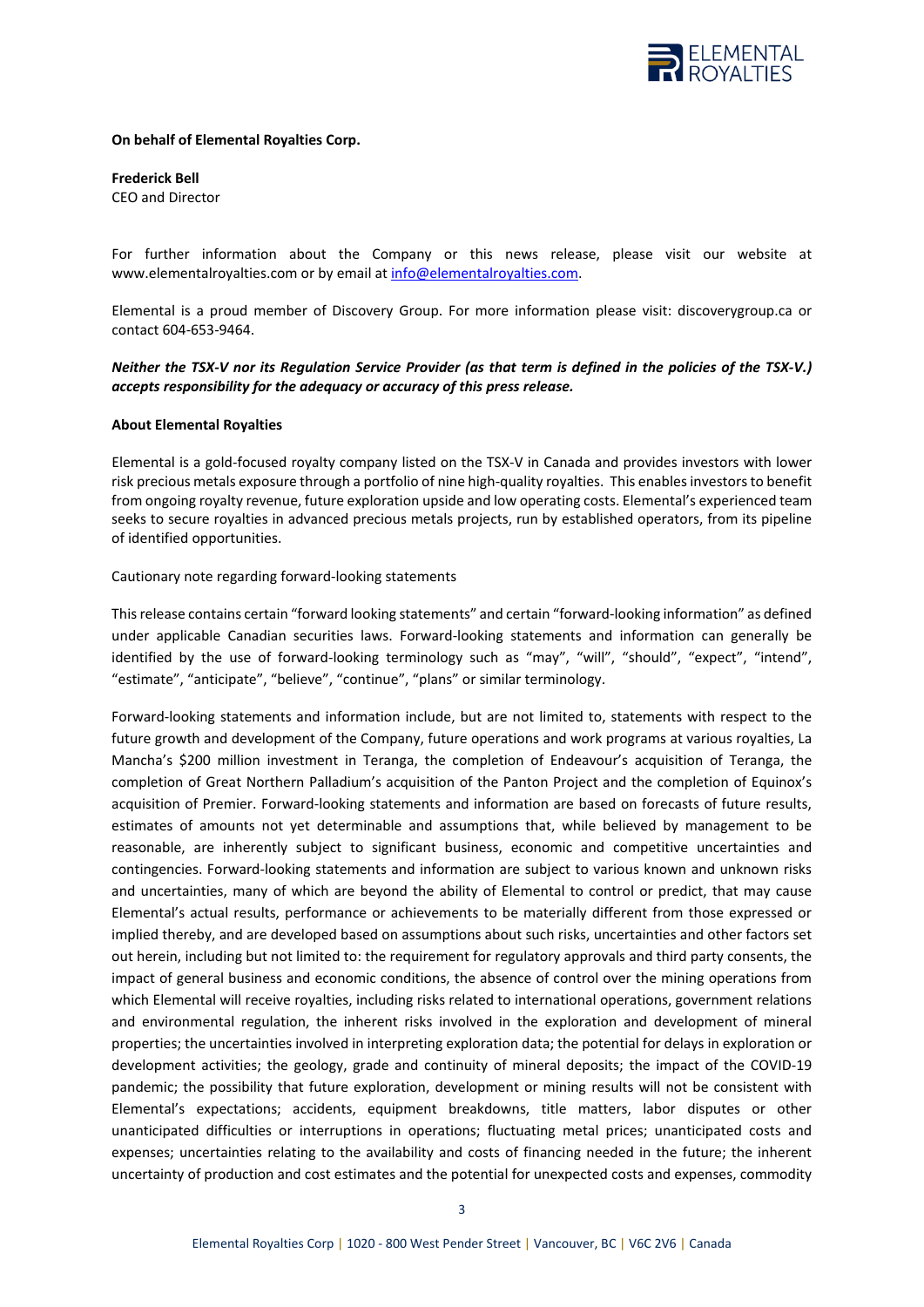**On behalf of Elemental Royalties Corp.**

**Frederick Bell**
CEO and Director

For further information about the Company or this news release, please visit our website at www.elementalroyalties.com or by email at info@elementalroyalties.com.

Elemental is a proud member of Discovery Group. For more information please visit: discoverygroup.ca or contact 604-653-9464.

***Neither the TSX-V nor its Regulation Service Provider (as that term is defined in the policies of the TSX-V.) accepts responsibility for the adequacy or accuracy of this press release.***

**About Elemental Royalties**

Elemental is a gold-focused royalty company listed on the TSX-V in Canada and provides investors with lower risk precious metals exposure through a portfolio of nine high-quality royalties. This enables investors to benefit from ongoing royalty revenue, future exploration upside and low operating costs. Elemental's experienced team seeks to secure royalties in advanced precious metals projects, run by established operators, from its pipeline of identified opportunities.

Cautionary note regarding forward-looking statements

This release contains certain "forward looking statements" and certain "forward-looking information" as defined under applicable Canadian securities laws. Forward-looking statements and information can generally be identified by the use of forward-looking terminology such as "may", "will", "should", "expect", "intend", "estimate", "anticipate", "believe", "continue", "plans" or similar terminology.

Forward-looking statements and information include, but are not limited to, statements with respect to the future growth and development of the Company, future operations and work programs at various royalties, La Mancha's $200 million investment in Teranga, the completion of Endeavour's acquisition of Teranga, the completion of Great Northern Palladium's acquisition of the Panton Project and the completion of Equinox's acquisition of Premier. Forward-looking statements and information are based on forecasts of future results, estimates of amounts not yet determinable and assumptions that, while believed by management to be reasonable, are inherently subject to significant business, economic and competitive uncertainties and contingencies. Forward-looking statements and information are subject to various known and unknown risks and uncertainties, many of which are beyond the ability of Elemental to control or predict, that may cause Elemental's actual results, performance or achievements to be materially different from those expressed or implied thereby, and are developed based on assumptions about such risks, uncertainties and other factors set out herein, including but not limited to: the requirement for regulatory approvals and third party consents, the impact of general business and economic conditions, the absence of control over the mining operations from which Elemental will receive royalties, including risks related to international operations, government relations and environmental regulation, the inherent risks involved in the exploration and development of mineral properties; the uncertainties involved in interpreting exploration data; the potential for delays in exploration or development activities; the geology, grade and continuity of mineral deposits; the impact of the COVID-19 pandemic; the possibility that future exploration, development or mining results will not be consistent with Elemental's expectations; accidents, equipment breakdowns, title matters, labor disputes or other unanticipated difficulties or interruptions in operations; fluctuating metal prices; unanticipated costs and expenses; uncertainties relating to the availability and costs of financing needed in the future; the inherent uncertainty of production and cost estimates and the potential for unexpected costs and expenses, commodity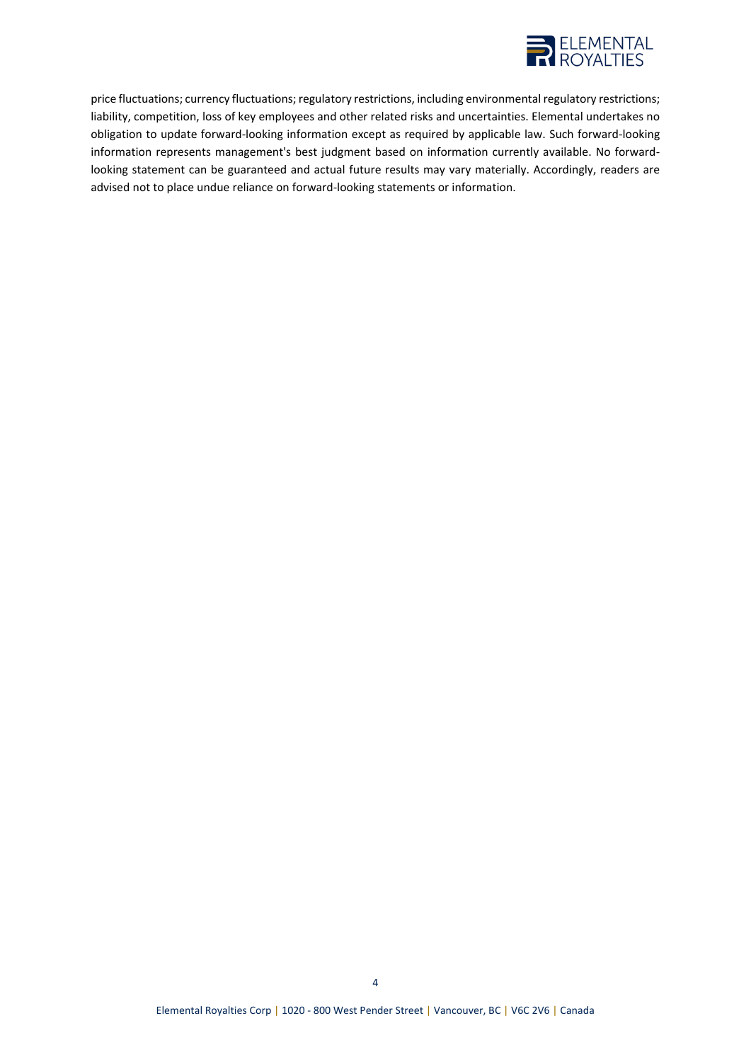price fluctuations; currency fluctuations; regulatory restrictions, including environmental regulatory restrictions; liability, competition, loss of key employees and other related risks and uncertainties. Elemental undertakes no obligation to update forward-looking information except as required by applicable law. Such forward-looking information represents management's best judgment based on information currently available. No forward-looking statement can be guaranteed and actual future results may vary materially. Accordingly, readers are advised not to place undue reliance on forward-looking statements or information.